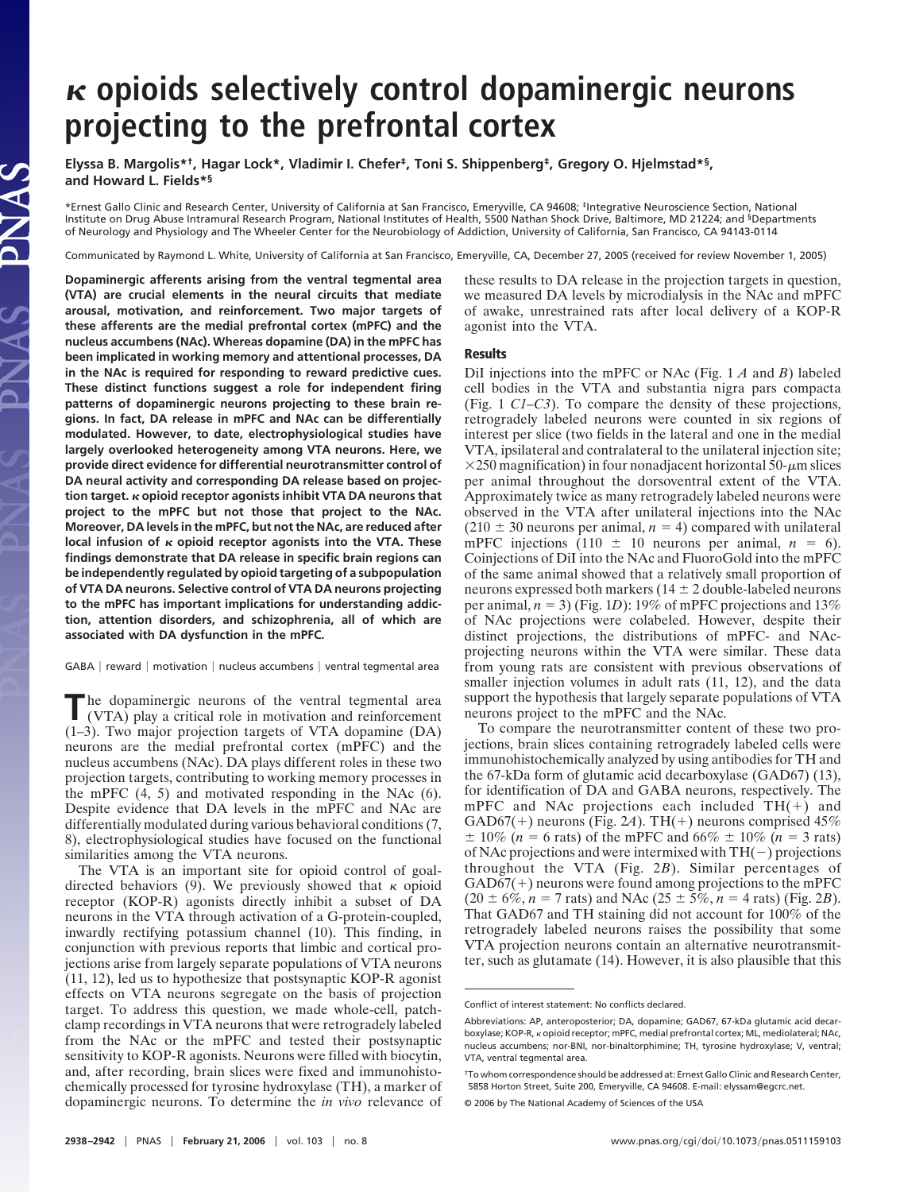# $\kappa$ opioids selectively control dopaminergic neurons projecting to the prefrontal cortex

**Elyssa B. Margolis*†, Hagar Lock*, Vladimir I. Chefer‡, Toni S. Shippenberg‡, Gregory O. Hjelmstad*§, and Howard L. Fields*§**

*Ernest Gallo Clinic and Research Center, University of California at San Francisco, Emeryville, CA 94608; ‡Integrative Neuroscience Section, National Institute on Drug Abuse Intramural Research Program, National Institutes of Health, 5500 Nathan Shock Drive, Baltimore, MD 21224; and §Departments of Neurology and Physiology and The Wheeler Center for the Neurobiology of Addiction, University of California, San Francisco, CA 94143-0114

Communicated by Raymond L. White, University of California at San Francisco, Emeryville, CA, December 27, 2005 (received for review November 1, 2005)

**Dopaminergic afferents arising from the ventral tegmental area (VTA) are crucial elements in the neural circuits that mediate arousal, motivation, and reinforcement. Two major targets of these afferents are the medial prefrontal cortex (mPFC) and the nucleus accumbens (NAc). Whereas dopamine (DA) in the mPFC has been implicated in working memory and attentional processes, DA in the NAc is required for responding to reward predictive cues. These distinct functions suggest a role for independent firing patterns of dopaminergic neurons projecting to these brain regions. In fact, DA release in mPFC and NAc can be differentially modulated. However, to date, electrophysiological studies have largely overlooked heterogeneity among VTA neurons. Here, we provide direct evidence for differential neurotransmitter control of DA neural activity and corresponding DA release based on projection target. $\kappa$ opioid receptor agonists inhibit VTA DA neurons that project to the mPFC but not those that project to the NAc. Moreover, DA levels in the mPFC, but not the NAc, are reduced after local infusion of $\kappa$ opioid receptor agonists into the VTA. These findings demonstrate that DA release in specific brain regions can be independently regulated by opioid targeting of a subpopulation of VTA DA neurons. Selective control of VTA DA neurons projecting to the mPFC has important implications for understanding addiction, attention disorders, and schizophrenia, all of which are associated with DA dysfunction in the mPFC.**

GABA | reward | motivation | nucleus accumbens | ventral tegmental area

The dopaminergic neurons of the ventral tegmental area (VTA) play a critical role in motivation and reinforcement (1–3). Two major projection targets of VTA dopamine (DA) neurons are the medial prefrontal cortex (mPFC) and the nucleus accumbens (NAc). DA plays different roles in these two projection targets, contributing to working memory processes in the mPFC (4, 5) and motivated responding in the NAc (6). Despite evidence that DA levels in the mPFC and NAc are differentially modulated during various behavioral conditions (7, 8), electrophysiological studies have focused on the functional similarities among the VTA neurons.

The VTA is an important site for opioid control of goal-directed behaviors (9). We previously showed that $\kappa$ opioid receptor (KOP-R) agonists directly inhibit a subset of DA neurons in the VTA through activation of a G-protein-coupled, inwardly rectifying potassium channel (10). This finding, in conjunction with previous reports that limbic and cortical projections arise from largely separate populations of VTA neurons (11, 12), led us to hypothesize that postsynaptic KOP-R agonist effects on VTA neurons segregate on the basis of projection target. To address this question, we made whole-cell, patch-clamp recordings in VTA neurons that were retrogradely labeled from the NAc or the mPFC and tested their postsynaptic sensitivity to KOP-R agonists. Neurons were filled with biocytin, and, after recording, brain slices were fixed and immunohistochemically processed for tyrosine hydroxylase (TH), a marker of dopaminergic neurons. To determine the *in vivo* relevance of these results to DA release in the projection targets in question, we measured DA levels by microdialysis in the NAc and mPFC of awake, unrestrained rats after local delivery of a KOP-R agonist into the VTA.

## Results

DiI injections into the mPFC or NAc (Fig. 1 *A* and *B*) labeled cell bodies in the VTA and substantia nigra pars compacta (Fig. 1 *C1–C3*). To compare the density of these projections, retrogradely labeled neurons were counted in six regions of interest per slice (two fields in the lateral and one in the medial VTA, ipsilateral and contralateral to the unilateral injection site; $\times 250$ magnification) in four nonadjacent horizontal 50-$\mu$m slices per animal throughout the dorsoventral extent of the VTA. Approximately twice as many retrogradely labeled neurons were observed in the VTA after unilateral injections into the NAc ($210 \pm 30$ neurons per animal, $n = 4$) compared with unilateral mPFC injections ($110 \pm 10$ neurons per animal, $n = 6$). Coinjections of DiI into the NAc and FluoroGold into the mPFC of the same animal showed that a relatively small proportion of neurons expressed both markers ($14 \pm 2$ double-labeled neurons per animal, $n = 3$) (Fig. 1*D*): 19% of mPFC projections and 13% of NAc projections were colabeled. However, despite their distinct projections, the distributions of mPFC- and NAc-projecting neurons within the VTA were similar. These data from young rats are consistent with previous observations of smaller injection volumes in adult rats (11, 12), and the data support the hypothesis that largely separate populations of VTA neurons project to the mPFC and the NAc.

To compare the neurotransmitter content of these two projections, brain slices containing retrogradely labeled cells were immunohistochemically analyzed by using antibodies for TH and the 67-kDa form of glutamic acid decarboxylase (GAD67) (13), for identification of DA and GABA neurons, respectively. The mPFC and NAc projections each included TH(+) and GAD67(+) neurons (Fig. 2*A*). TH(+) neurons comprised 45% $\pm$ 10% ($n = 6$ rats) of the mPFC and 66% $\pm$ 10% ($n = 3$ rats) of NAc projections and were intermixed with TH(−) projections throughout the VTA (Fig. 2*B*). Similar percentages of GAD67(+) neurons were found among projections to the mPFC ($20 \pm 6\%$, $n = 7$ rats) and NAc ($25 \pm 5\%$, $n = 4$ rats) (Fig. 2*B*). That GAD67 and TH staining did not account for 100% of the retrogradely labeled neurons raises the possibility that some VTA projection neurons contain an alternative neurotransmitter, such as glutamate (14). However, it is also plausible that this

Conflict of interest statement: No conflicts declared.

Abbreviations: AP, anteroposterior; DA, dopamine; GAD67, 67-kDa glutamic acid decarboxylase; KOP-R, $\kappa$ opioid receptor; mPFC, medial prefrontal cortex; ML, mediolateral; NAc, nucleus accumbens; nor-BNI, nor-binaltorphimine; TH, tyrosine hydroxylase; V, ventral; VTA, ventral tegmental area.

†To whom correspondence should be addressed at: Ernest Gallo Clinic and Research Center, 5858 Horton Street, Suite 200, Emeryville, CA 94608. E-mail: elyssam@egcrc.net.

© 2006 by The National Academy of Sciences of the USA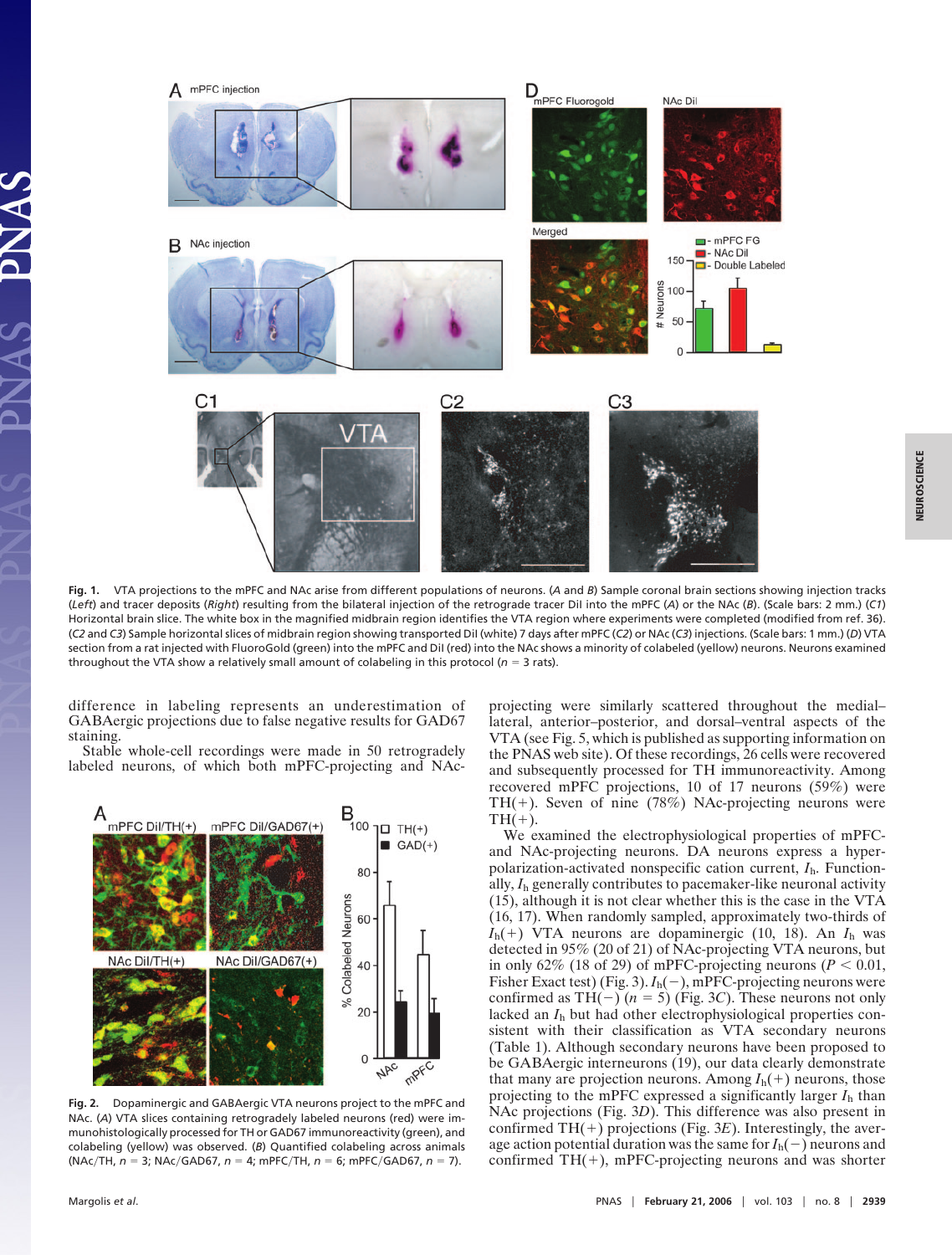**Fig. 1.** VTA projections to the mPFC and NAc arise from different populations of neurons. (*A* and *B*) Sample coronal brain sections showing injection tracks (*Left*) and tracer deposits (*Right*) resulting from the bilateral injection of the retrograde tracer DiI into the mPFC (*A*) or the NAc (*B*). (Scale bars: 2 mm.) (*C1*) Horizontal brain slice. The white box in the magnified midbrain region identifies the VTA region where experiments were completed (modified from ref. 36). (*C2* and *C3*) Sample horizontal slices of midbrain region showing transported DiI (white) 7 days after mPFC (*C2*) or NAc (*C3*) injections. (Scale bars: 1 mm.) (*D*) VTA section from a rat injected with FluoroGold (green) into the mPFC and DiI (red) into the NAc shows a minority of colabeled (yellow) neurons. Neurons examined throughout the VTA show a relatively small amount of colabeling in this protocol ($n = 3$ rats).

difference in labeling represents an underestimation of GABAergic projections due to false negative results for GAD67 staining.

Stable whole-cell recordings were made in 50 retrogradely labeled neurons, of which both mPFC-projecting and NAc-projecting were similarly scattered throughout the medial–lateral, anterior–posterior, and dorsal–ventral aspects of the VTA (see Fig. 5, which is published as supporting information on the PNAS web site). Of these recordings, 26 cells were recovered and subsequently processed for TH immunoreactivity. Among recovered mPFC projections, 10 of 17 neurons (59%) were TH(+). Seven of nine (78%) NAc-projecting neurons were TH(+).

We examined the electrophysiological properties of mPFC- and NAc-projecting neurons. DA neurons express a hyperpolarization-activated nonspecific cation current, $I_h$. Functionally, $I_h$ generally contributes to pacemaker-like neuronal activity (15), although it is not clear whether this is the case in the VTA (16, 17). When randomly sampled, approximately two-thirds of $I_h$(+) VTA neurons are dopaminergic (10, 18). An $I_h$ was detected in 95% (20 of 21) of NAc-projecting VTA neurons, but in only 62% (18 of 29) of mPFC-projecting neurons ($P < 0.01$, Fisher Exact test) (Fig. 3). $I_h$(−), mPFC-projecting neurons were confirmed as TH(−) ($n = 5$) (Fig. 3*C*). These neurons not only lacked an $I_h$ but had other electrophysiological properties consistent with their classification as VTA secondary neurons (Table 1). Although secondary neurons have been proposed to be GABAergic interneurons (19), our data clearly demonstrate that many are projection neurons. Among $I_h$(+) neurons, those projecting to the mPFC expressed a significantly larger $I_h$ than NAc projections (Fig. 3*D*). This difference was also present in confirmed TH(+) projections (Fig. 3*E*). Interestingly, the average action potential duration was the same for $I_h$(−) neurons and confirmed TH(+), mPFC-projecting neurons and was shorter

**Fig. 2.** Dopaminergic and GABAergic VTA neurons project to the mPFC and NAc. (*A*) VTA slices containing retrogradely labeled neurons (red) were immunohistologically processed for TH or GAD67 immunoreactivity (green), and colabeling (yellow) was observed. (*B*) Quantified colabeling across animals (NAc/TH, $n = 3$; NAc/GAD67, $n = 4$; mPFC/TH, $n = 6$; mPFC/GAD67, $n = 7$).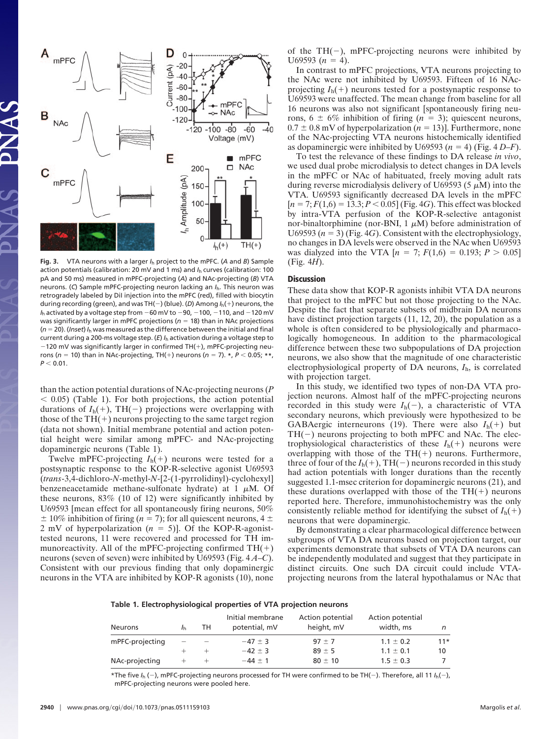**Fig. 3.** VTA neurons with a larger $I_h$ project to the mPFC. (*A* and *B*) Sample action potentials (calibration: 20 mV and 1 ms) and $I_h$ curves (calibration: 100 pA and 50 ms) measured in mPFC-projecting (*A*) and NAc-projecting (*B*) VTA neurons. (*C*) Sample mPFC-projecting neuron lacking an $I_h$. This neuron was retrogradely labeled by DiI injection into the mPFC (red), filled with biocytin during recording (green), and was TH(−) (blue). (*D*) Among $I_h$(+) neurons, the $I_h$ activated by a voltage step from −60 mV to −90, −100, −110, and −120 mV was significantly larger in mPFC projections ($n$ = 18) than in NAc projections ($n$ = 20). (*Inset*) $I_h$ was measured as the difference between the initial and final current during a 200-ms voltage step. (*E*) $I_h$ activation during a voltage step to −120 mV was significantly larger in confirmed TH(+), mPFC-projecting neurons ($n$ = 10) than in NAc-projecting, TH(+) neurons ($n$ = 7). *, $P < 0.05$; **, $P < 0.01$.

than the action potential durations of NAc-projecting neurons ($P < 0.05$) (Table 1). For both projections, the action potential durations of $I_h$(+), TH(−) projections were overlapping with those of the TH(+) neurons projecting to the same target region (data not shown). Initial membrane potential and action potential height were similar among mPFC- and NAc-projecting dopaminergic neurons (Table 1).

Twelve mPFC-projecting $I_h$(+) neurons were tested for a postsynaptic response to the KOP-R-selective agonist U69593 (*trans*-3,4-dichloro-*N*-methyl-*N*-[2-(1-pyrrolidinyl)-cyclohexyl] benzeneacetamide methane-sulfonate hydrate) at 1 μM. Of these neurons, 83% (10 of 12) were significantly inhibited by U69593 [mean effect for all spontaneously firing neurons, 50% ± 10% inhibition of firing ($n$ = 7); for all quiescent neurons, 4 ± 2 mV of hyperpolarization ($n$ = 5)]. Of the KOP-R-agonist-tested neurons, 11 were recovered and processed for TH immunoreactivity. All of the mPFC-projecting confirmed TH(+) neurons (seven of seven) were inhibited by U69593 (Fig. 4 *A*–*C*). Consistent with our previous finding that only dopaminergic neurons in the VTA are inhibited by KOP-R agonists (10), none of the TH(−), mPFC-projecting neurons were inhibited by U69593 ($n$ = 4).

In contrast to mPFC projections, VTA neurons projecting to the NAc were not inhibited by U69593. Fifteen of 16 NAc-projecting $I_h$(+) neurons tested for a postsynaptic response to U69593 were unaffected. The mean change from baseline for all 16 neurons was also not significant [spontaneously firing neurons, 6 ± 6% inhibition of firing ($n$ = 3); quiescent neurons, 0.7 ± 0.8 mV of hyperpolarization ($n$ = 13)]. Furthermore, none of the NAc-projecting VTA neurons histochemically identified as dopaminergic were inhibited by U69593 ($n$ = 4) (Fig. 4 *D*–*F*).

To test the relevance of these findings to DA release *in vivo*, we used dual probe microdialysis to detect changes in DA levels in the mPFC or NAc of habituated, freely moving adult rats during reverse microdialysis delivery of U69593 (5 μM) into the VTA. U69593 significantly decreased DA levels in the mPFC [$n$ = 7; $F(1,6) = 13.3$; $P < 0.05$] (Fig. 4*G*). This effect was blocked by intra-VTA perfusion of the KOP-R-selective antagonist nor-binaltorphimine (nor-BNI, 1 μM) before administration of U69593 ($n$ = 3) (Fig. 4*G*). Consistent with the electrophysiology, no changes in DA levels were observed in the NAc when U69593 was dialyzed into the VTA [$n$ = 7; $F(1,6) = 0.193$; $P > 0.05$] (Fig. 4*H*).

## Discussion

These data show that KOP-R agonists inhibit VTA DA neurons that project to the mPFC but not those projecting to the NAc. Despite the fact that separate subsets of midbrain DA neurons have distinct projection targets (11, 12, 20), the population as a whole is often considered to be physiologically and pharmacologically homogeneous. In addition to the pharmacological difference between these two subpopulations of DA projection neurons, we also show that the magnitude of one characteristic electrophysiological property of DA neurons, $I_h$, is correlated with projection target.

In this study, we identified two types of non-DA VTA projection neurons. Almost half of the mPFC-projecting neurons recorded in this study were $I_h$(−), a characteristic of VTA secondary neurons, which previously were hypothesized to be GABAergic interneurons (19). There were also $I_h$(+) but TH(−) neurons projecting to both mPFC and NAc. The electrophysiological characteristics of these $I_h$(+) neurons were overlapping with those of the TH(+) neurons. Furthermore, three of four of the $I_h$(+), TH(−) neurons recorded in this study had action potentials with longer durations than the recently suggested 1.1-msec criterion for dopaminergic neurons (21), and these durations overlapped with those of the TH(+) neurons reported here. Therefore, immunohistochemistry was the only consistently reliable method for identifying the subset of $I_h$(+) neurons that were dopaminergic.

By demonstrating a clear pharmacological difference between subgroups of VTA DA neurons based on projection target, our experiments demonstrate that subsets of VTA DA neurons can be independently modulated and suggest that they participate in distinct circuits. One such DA circuit could include VTA-projecting neurons from the lateral hypothalamus or NAc that

**Table 1. Electrophysiological properties of VTA projection neurons**

| Neurons | $I_h$ | TH | Initial membrane potential, mV | Action potential height, mV | Action potential width, ms | $n$ |
|---|---|---|---|---|---|---|
| mPFC-projecting | − | − | −47 ± 3 | 97 ± 7 | 1.1 ± 0.2 | 11* |
| | + | + | −42 ± 3 | 89 ± 5 | 1.1 ± 0.1 | 10 |
| NAc-projecting | + | + | −44 ± 1 | 80 ± 10 | 1.5 ± 0.3 | 7 |

*The five $I_h$ (−), mPFC-projecting neurons processed for TH were confirmed to be TH(−). Therefore, all 11 $I_h$(−), mPFC-projecting neurons were pooled here.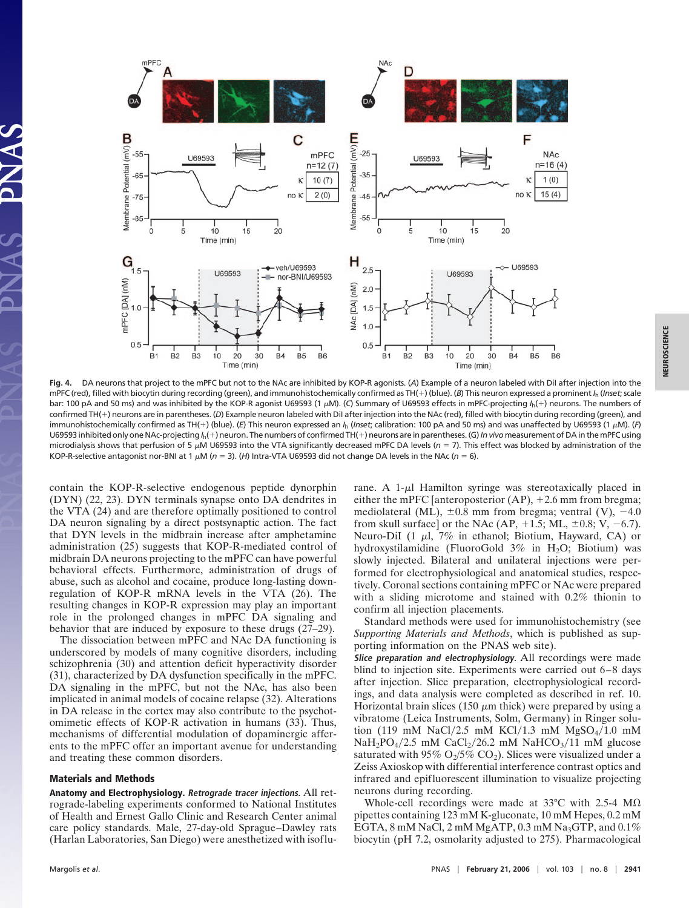**Fig. 4.** DA neurons that project to the mPFC but not to the NAc are inhibited by KOP-R agonists. (*A*) Example of a neuron labeled with DiI after injection into the mPFC (red), filled with biocytin during recording (green), and immunohistochemically confirmed as TH(+) (blue). (*B*) This neuron expressed a prominent $I_h$ (*Inset*; scale bar: 100 pA and 50 ms) and was inhibited by the KOP-R agonist U69593 (1 $\mu$M). (*C*) Summary of U69593 effects in mPFC-projecting $I_h$(+) neurons. The numbers of confirmed TH(+) neurons are in parentheses. (*D*) Example neuron labeled with DiI after injection into the NAc (red), filled with biocytin during recording (green), and immunohistochemically confirmed as TH(+) (blue). (*E*) This neuron expressed an $I_h$ (*Inset*; calibration: 100 pA and 50 ms) and was unaffected by U69593 (1 $\mu$M). (*F*) U69593 inhibited only one NAc-projecting $I_h$(+) neuron. The numbers of confirmed TH(+) neurons are in parentheses. (G) *In vivo* measurement of DA in the mPFC using microdialysis shows that perfusion of 5 $\mu$M U69593 into the VTA significantly decreased mPFC DA levels ($n$ = 7). This effect was blocked by administration of the KOP-R-selective antagonist nor-BNI at 1 $\mu$M ($n$ = 3). (*H*) Intra-VTA U69593 did not change DA levels in the NAc ($n$ = 6).

contain the KOP-R-selective endogenous peptide dynorphin (DYN) (22, 23). DYN terminals synapse onto DA dendrites in the VTA (24) and are therefore optimally positioned to control DA neuron signaling by a direct postsynaptic action. The fact that DYN levels in the midbrain increase after amphetamine administration (25) suggests that KOP-R-mediated control of midbrain DA neurons projecting to the mPFC can have powerful behavioral effects. Furthermore, administration of drugs of abuse, such as alcohol and cocaine, produce long-lasting downregulation of KOP-R mRNA levels in the VTA (26). The resulting changes in KOP-R expression may play an important role in the prolonged changes in mPFC DA signaling and behavior that are induced by exposure to these drugs (27–29).

The dissociation between mPFC and NAc DA functioning is underscored by models of many cognitive disorders, including schizophrenia (30) and attention deficit hyperactivity disorder (31), characterized by DA dysfunction specifically in the mPFC. DA signaling in the mPFC, but not the NAc, has also been implicated in animal models of cocaine relapse (32). Alterations in DA release in the cortex may also contribute to the psychotomimetic effects of KOP-R activation in humans (33). Thus, mechanisms of differential modulation of dopaminergic afferents to the mPFC offer an important avenue for understanding and treating these common disorders.

## Materials and Methods

**Anatomy and Electrophysiology.** ***Retrograde tracer injections.*** All retrograde-labeling experiments conformed to National Institutes of Health and Ernest Gallo Clinic and Research Center animal care policy standards. Male, 27-day-old Sprague–Dawley rats (Harlan Laboratories, San Diego) were anesthetized with isoflurane. A 1-$\mu$l Hamilton syringe was stereotaxically placed in either the mPFC [anteroposterior (AP), +2.6 mm from bregma; mediolateral (ML), ±0.8 mm from bregma; ventral (V), −4.0 from skull surface] or the NAc (AP, +1.5; ML, ±0.8; V, −6.7). Neuro-DiI (1 $\mu$l, 7% in ethanol; Biotium, Hayward, CA) or hydroxystilamidine (FluoroGold 3% in $H_2O$; Biotium) was slowly injected. Bilateral and unilateral injections were performed for electrophysiological and anatomical studies, respectively. Coronal sections containing mPFC or NAc were prepared with a sliding microtome and stained with 0.2% thionin to confirm all injection placements.

Standard methods were used for immunohistochemistry (see *Supporting Materials and Methods*, which is published as supporting information on the PNAS web site).

***Slice preparation and electrophysiology.*** All recordings were made blind to injection site. Experiments were carried out 6–8 days after injection. Slice preparation, electrophysiological recordings, and data analysis were completed as described in ref. 10. Horizontal brain slices (150 $\mu$m thick) were prepared by using a vibratome (Leica Instruments, Solm, Germany) in Ringer solution (119 mM NaCl/2.5 mM KCl/1.3 mM $MgSO_4$/1.0 mM $NaH_2PO_4$/2.5 mM $CaCl_2$/26.2 mM $NaHCO_3$/11 mM glucose saturated with 95% $O_2$/5% $CO_2$). Slices were visualized under a Zeiss Axioskop with differential interference contrast optics and infrared and epifluorescent illumination to visualize projecting neurons during recording.

Whole-cell recordings were made at 33°C with 2.5-4 M$\Omega$ pipettes containing 123 mM K-gluconate, 10 mM Hepes, 0.2 mM EGTA, 8 mM NaCl, 2 mM MgATP, 0.3 mM $Na_3$GTP, and 0.1% biocytin (pH 7.2, osmolarity adjusted to 275). Pharmacological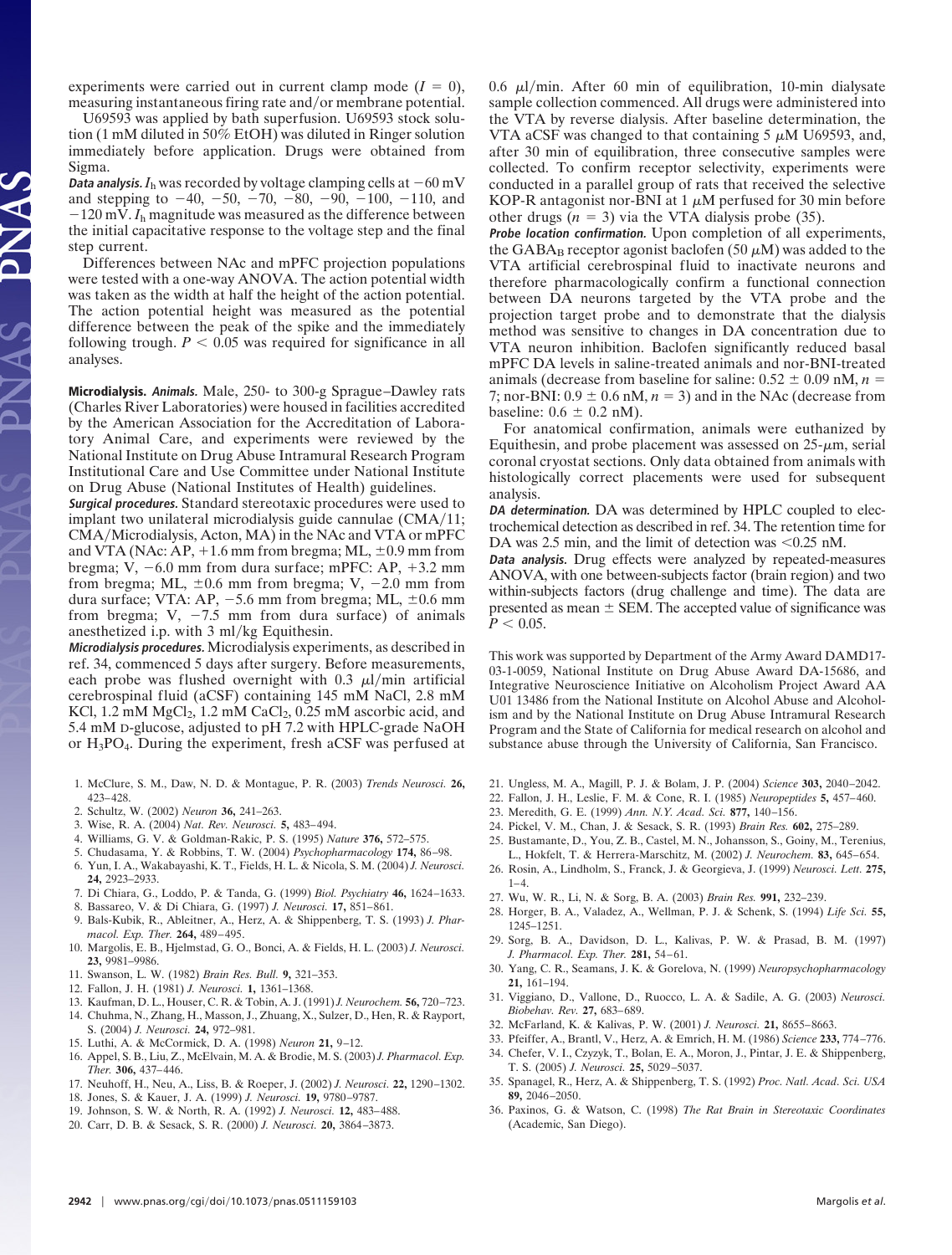experiments were carried out in current clamp mode ($I = 0$), measuring instantaneous firing rate and/or membrane potential.

U69593 was applied by bath superfusion. U69593 stock solution (1 mM diluted in 50% EtOH) was diluted in Ringer solution immediately before application. Drugs were obtained from Sigma.

***Data analysis.*** $I_h$ was recorded by voltage clamping cells at −60 mV and stepping to −40, −50, −70, −80, −90, −100, −110, and −120 mV. $I_h$ magnitude was measured as the difference between the initial capacitative response to the voltage step and the final step current.

Differences between NAc and mPFC projection populations were tested with a one-way ANOVA. The action potential width was taken as the width at half the height of the action potential. The action potential height was measured as the potential difference between the peak of the spike and the immediately following trough. $P < 0.05$ was required for significance in all analyses.

**Microdialysis.** ***Animals.*** Male, 250- to 300-g Sprague–Dawley rats (Charles River Laboratories) were housed in facilities accredited by the American Association for the Accreditation of Laboratory Animal Care, and experiments were reviewed by the National Institute on Drug Abuse Intramural Research Program Institutional Care and Use Committee under National Institute on Drug Abuse (National Institutes of Health) guidelines.

***Surgical procedures.*** Standard stereotaxic procedures were used to implant two unilateral microdialysis guide cannulae (CMA/11; CMA/Microdialysis, Acton, MA) in the NAc and VTA or mPFC and VTA (NAc: AP, +1.6 mm from bregma; ML, ±0.9 mm from bregma; V, −6.0 mm from dura surface; mPFC: AP, +3.2 mm from bregma; ML, ±0.6 mm from bregma; V, −2.0 mm from dura surface; VTA: AP, −5.6 mm from bregma; ML, ±0.6 mm from bregma; V, −7.5 mm from dura surface) of animals anesthetized i.p. with 3 ml/kg Equithesin.

***Microdialysis procedures.*** Microdialysis experiments, as described in ref. 34, commenced 5 days after surgery. Before measurements, each probe was flushed overnight with 0.3 μl/min artificial cerebrospinal fluid (aCSF) containing 145 mM NaCl, 2.8 mM KCl, 1.2 mM $MgCl_2$, 1.2 mM $CaCl_2$, 0.25 mM ascorbic acid, and 5.4 mM D-glucose, adjusted to pH 7.2 with HPLC-grade NaOH or $H_3PO_4$. During the experiment, fresh aCSF was perfused at 0.6 μl/min. After 60 min of equilibration, 10-min dialysate sample collection commenced. All drugs were administered into the VTA by reverse dialysis. After baseline determination, the VTA aCSF was changed to that containing 5 μM U69593, and, after 30 min of equilibration, three consecutive samples were collected. To confirm receptor selectivity, experiments were conducted in a parallel group of rats that received the selective KOP-R antagonist nor-BNI at 1 μM perfused for 30 min before other drugs ($n = 3$) via the VTA dialysis probe (35).

***Probe location confirmation.*** Upon completion of all experiments, the $GABA_B$ receptor agonist baclofen (50 μM) was added to the VTA artificial cerebrospinal fluid to inactivate neurons and therefore pharmacologically confirm a functional connection between DA neurons targeted by the VTA probe and the projection target probe and to demonstrate that the dialysis method was sensitive to changes in DA concentration due to VTA neuron inhibition. Baclofen significantly reduced basal mPFC DA levels in saline-treated animals and nor-BNI-treated animals (decrease from baseline for saline: 0.52 ± 0.09 nM, $n = 7$; nor-BNI: 0.9 ± 0.6 nM, $n = 3$) and in the NAc (decrease from baseline: 0.6 ± 0.2 nM).

For anatomical confirmation, animals were euthanized by Equithesin, and probe placement was assessed on 25-μm, serial coronal cryostat sections. Only data obtained from animals with histologically correct placements were used for subsequent analysis.

***DA determination.*** DA was determined by HPLC coupled to electrochemical detection as described in ref. 34. The retention time for DA was 2.5 min, and the limit of detection was <0.25 nM.

***Data analysis.*** Drug effects were analyzed by repeated-measures ANOVA, with one between-subjects factor (brain region) and two within-subjects factors (drug challenge and time). The data are presented as mean ± SEM. The accepted value of significance was $P < 0.05$.

This work was supported by Department of the Army Award DAMD17-03-1-0059, National Institute on Drug Abuse Award DA-15686, and Integrative Neuroscience Initiative on Alcoholism Project Award AA U01 13486 from the National Institute on Alcohol Abuse and Alcoholism and by the National Institute on Drug Abuse Intramural Research Program and the State of California for medical research on alcohol and substance abuse through the University of California, San Francisco.

1. McClure, S. M., Daw, N. D. & Montague, P. R. (2003) *Trends Neurosci.* **26,** 423–428.
2. Schultz, W. (2002) *Neuron* **36,** 241–263.
3. Wise, R. A. (2004) *Nat. Rev. Neurosci.* **5,** 483–494.
4. Williams, G. V. & Goldman-Rakic, P. S. (1995) *Nature* **376,** 572–575.
5. Chudasama, Y. & Robbins, T. W. (2004) *Psychopharmacology* **174,** 86–98.
6. Yun, I. A., Wakabayashi, K. T., Fields, H. L. & Nicola, S. M. (2004) *J. Neurosci.* **24,** 2923–2933.
7. Di Chiara, G., Loddo, P. & Tanda, G. (1999) *Biol. Psychiatry* **46,** 1624–1633.
8. Bassareo, V. & Di Chiara, G. (1997) *J. Neurosci.* **17,** 851–861.
9. Bals-Kubik, R., Ableitner, A., Herz, A. & Shippenberg, T. S. (1993) *J. Pharmacol. Exp. Ther.* **264,** 489–495.
10. Margolis, E. B., Hjelmstad, G. O., Bonci, A. & Fields, H. L. (2003) *J. Neurosci.* **23,** 9981–9986.
11. Swanson, L. W. (1982) *Brain Res. Bull.* **9,** 321–353.
12. Fallon, J. H. (1981) *J. Neurosci.* **1,** 1361–1368.
13. Kaufman, D. L., Houser, C. R. & Tobin, A. J. (1991) *J. Neurochem.* **56,** 720–723.
14. Chuhma, N., Zhang, H., Masson, J., Zhuang, X., Sulzer, D., Hen, R. & Rayport, S. (2004) *J. Neurosci.* **24,** 972–981.
15. Luthi, A. & McCormick, D. A. (1998) *Neuron* **21,** 9–12.
16. Appel, S. B., Liu, Z., McElvain, M. A. & Brodie, M. S. (2003) *J. Pharmacol. Exp. Ther.* **306,** 437–446.
17. Neuhoff, H., Neu, A., Liss, B. & Roeper, J. (2002) *J. Neurosci.* **22,** 1290–1302.
18. Jones, S. & Kauer, J. A. (1999) *J. Neurosci.* **19,** 9780–9787.
19. Johnson, S. W. & North, R. A. (1992) *J. Neurosci.* **12,** 483–488.
20. Carr, D. B. & Sesack, S. R. (2000) *J. Neurosci.* **20,** 3864–3873.
21. Ungless, M. A., Magill, P. J. & Bolam, J. P. (2004) *Science* **303,** 2040–2042.
22. Fallon, J. H., Leslie, F. M. & Cone, R. I. (1985) *Neuropeptides* **5,** 457–460.
23. Meredith, G. E. (1999) *Ann. N.Y. Acad. Sci.* **877,** 140–156.
24. Pickel, V. M., Chan, J. & Sesack, S. R. (1993) *Brain Res.* **602,** 275–289.
25. Bustamante, D., You, Z. B., Castel, M. N., Johansson, S., Goiny, M., Terenius, L., Hokfelt, T. & Herrera-Marschitz, M. (2002) *J. Neurochem.* **83,** 645–654.
26. Rosin, A., Lindholm, S., Franck, J. & Georgieva, J. (1999) *Neurosci. Lett.* **275,** 1–4.
27. Wu, W. R., Li, N. & Sorg, B. A. (2003) *Brain Res.* **991,** 232–239.
28. Horger, B. A., Valadez, A., Wellman, P. J. & Schenk, S. (1994) *Life Sci.* **55,** 1245–1251.
29. Sorg, B. A., Davidson, D. L., Kalivas, P. W. & Prasad, B. M. (1997) *J. Pharmacol. Exp. Ther.* **281,** 54–61.
30. Yang, C. R., Seamans, J. K. & Gorelova, N. (1999) *Neuropsychopharmacology* **21,** 161–194.
31. Viggiano, D., Vallone, D., Ruocco, L. A. & Sadile, A. G. (2003) *Neurosci. Biobehav. Rev.* **27,** 683–689.
32. McFarland, K. & Kalivas, P. W. (2001) *J. Neurosci.* **21,** 8655–8663.
33. Pfeiffer, A., Brantl, V., Herz, A. & Emrich, H. M. (1986) *Science* **233,** 774–776.
34. Chefer, V. I., Czyzyk, T., Bolan, E. A., Moron, J., Pintar, J. E. & Shippenberg, T. S. (2005) *J. Neurosci.* **25,** 5029–5037.
35. Spanagel, R., Herz, A. & Shippenberg, T. S. (1992) *Proc. Natl. Acad. Sci. USA* **89,** 2046–2050.
36. Paxinos, G. & Watson, C. (1998) *The Rat Brain in Stereotaxic Coordinates* (Academic, San Diego).